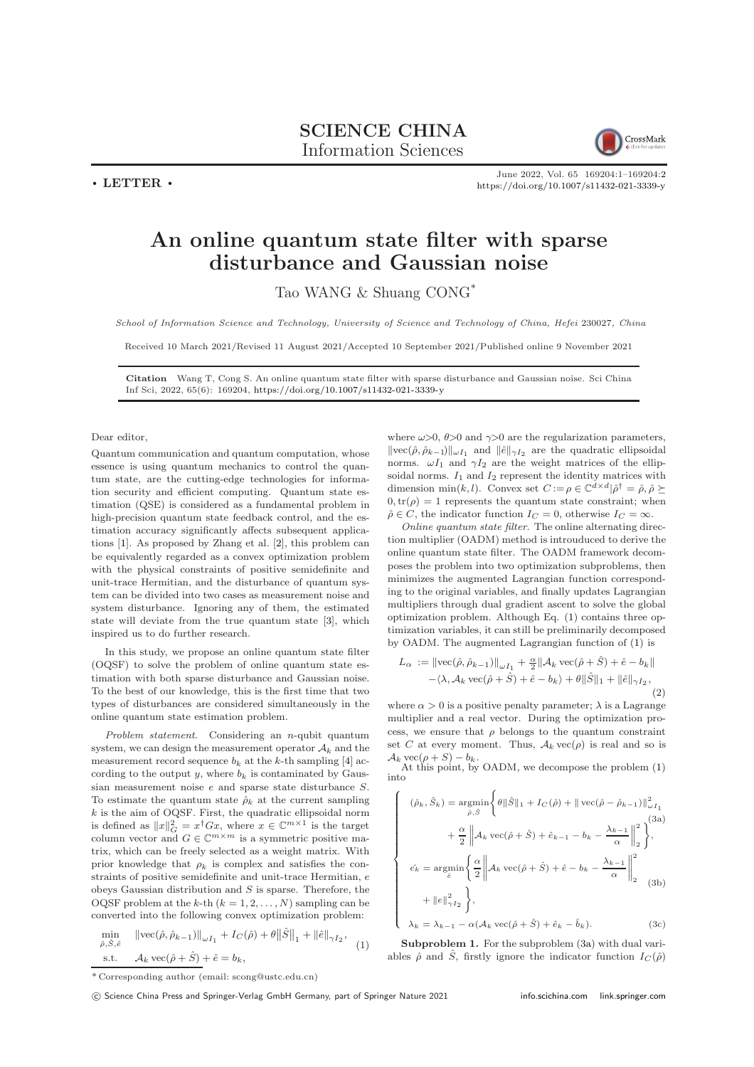**SCIENCE CHINA**
Information Sciences

• LETTER •

# An online quantum state filter with sparse disturbance and Gaussian noise

Tao WANG & Shuang CONG*

*School of Information Science and Technology, University of Science and Technology of China, Hefei 230027, China*

Received 10 March 2021/Revised 11 August 2021/Accepted 10 September 2021/Published online 9 November 2021

**Citation** Wang T, Cong S. An online quantum state filter with sparse disturbance and Gaussian noise. Sci China Inf Sci, 2022, 65(6): 169204, https://doi.org/10.1007/s11432-021-3339-y

Dear editor,

Quantum communication and quantum computation, whose essence is using quantum mechanics to control the quantum state, are the cutting-edge technologies for information security and efficient computing. Quantum state estimation (QSE) is considered as a fundamental problem in high-precision quantum state feedback control, and the estimation accuracy significantly affects subsequent applications [1]. As proposed by Zhang et al. [2], this problem can be equivalently regarded as a convex optimization problem with the physical constraints of positive semidefinite and unit-trace Hermitian, and the disturbance of quantum system can be divided into two cases as measurement noise and system disturbance. Ignoring any of them, the estimated state will deviate from the true quantum state [3], which inspired us to do further research.

In this study, we propose an online quantum state filter (OQSF) to solve the problem of online quantum state estimation with both sparse disturbance and Gaussian noise. To the best of our knowledge, this is the first time that two types of disturbances are considered simultaneously in the online quantum state estimation problem.

*Problem statement.* Considering an $n$-qubit quantum system, we can design the measurement operator $\mathcal{A}_k$ and the measurement record sequence $b_k$ at the $k$-th sampling [4] according to the output $y$, where $b_k$ is contaminated by Gaussian measurement noise $e$ and sparse state disturbance $S$. To estimate the quantum state $\hat{\rho}_k$ at the current sampling $k$ is the aim of OQSF. First, the quadratic ellipsoidal norm is defined as $\|x\|_G^2 = x^\dagger G x$, where $x \in \mathbb{C}^{m\times 1}$ is the target column vector and $G \in \mathbb{C}^{m\times m}$ is a symmetric positive matrix, which can be freely selected as a weight matrix. With prior knowledge that $\rho_k$ is complex and satisfies the constraints of positive semidefinite and unit-trace Hermitian, $e$ obeys Gaussian distribution and $S$ is sparse. Therefore, the OQSF problem at the $k$-th ($k = 1, 2, \ldots, N$) sampling can be converted into the following convex optimization problem:

$$
\begin{aligned}
\min_{\hat{\rho},\hat{S},\hat{e}} \quad & \|\mathrm{vec}(\hat{\rho},\hat{\rho}_{k-1})\|_{\omega I_1} + I_C(\hat{\rho}) + \theta\big\|\hat{S}\big\|_1 + \|\hat{e}\|_{\gamma I_2}, \\
\text{s.t.} \quad & \mathcal{A}_k\,\mathrm{vec}(\hat{\rho}+\hat{S}) + \hat{e} = b_k,
\end{aligned}
\tag{1}
$$

where $\omega>0$, $\theta>0$ and $\gamma>0$ are the regularization parameters, $\|\mathrm{vec}(\hat{\rho},\hat{\rho}_{k-1})\|_{\omega I_1}$ and $\|\hat{e}\|_{\gamma I_2}$ are the quadratic ellipsoidal norms. $\omega I_1$ and $\gamma I_2$ are the weight matrices of the ellipsoidal norms. $I_1$ and $I_2$ represent the identity matrices with dimension $\min(k,l)$. Convex set $C := \rho \in \mathbb{C}^{d\times d}|\hat{\rho}^\dagger = \hat{\rho}, \hat{\rho} \succeq 0, \mathrm{tr}(\rho) = 1$ represents the quantum state constraint; when $\hat{\rho} \in C$, the indicator function $I_C = 0$, otherwise $I_C = \infty$.

*Online quantum state filter.* The online alternating direction multiplier (OADM) method is introduced to derive the online quantum state filter. The OADM framework decomposes the problem into two optimization subproblems, then minimizes the augmented Lagrangian function corresponding to the original variables, and finally updates Lagrangian multipliers through dual gradient ascent to solve the global optimization problem. Although Eq. (1) contains three optimization variables, it can still be preliminarily decomposed by OADM. The augmented Lagrangian function of (1) is

$$
\begin{aligned}
L_\alpha := & \|\mathrm{vec}(\hat{\rho},\hat{\rho}_{k-1})\|_{\omega I_1} + \tfrac{\alpha}{2}\|\mathcal{A}_k\,\mathrm{vec}(\hat{\rho}+\hat{S}) + \hat{e} - b_k\| \\
& - \langle \lambda, \mathcal{A}_k\,\mathrm{vec}(\hat{\rho}+\hat{S}) + \hat{e} - b_k\rangle + \theta\|\hat{S}\|_1 + \|\hat{e}\|_{\gamma I_2},
\end{aligned}
\tag{2}
$$

where $\alpha > 0$ is a positive penalty parameter; $\lambda$ is a Lagrange multiplier and a real vector. During the optimization process, we ensure that $\rho$ belongs to the quantum constraint set $C$ at every moment. Thus, $\mathcal{A}_k\,\mathrm{vec}(\rho)$ is real and so is $\mathcal{A}_k\,\mathrm{vec}(\rho + S) - b_k$.

At this point, by OADM, we decompose the problem (1) into

$$
\left\{
\begin{aligned}
(\hat{\rho}_k, \hat{S}_k) &= \operatorname*{argmin}_{\hat{\rho},\hat{S}} \bigg\{ \theta\|\hat{S}\|_1 + I_C(\hat{\rho}) + \|\mathrm{vec}(\hat{\rho}-\hat{\rho}_{k-1})\|^2_{\omega I_1} \\
&\qquad + \frac{\alpha}{2}\left\| \mathcal{A}_k\,\mathrm{vec}(\hat{\rho}+\hat{S}) + \hat{e}_{k-1} - b_k - \frac{\lambda_{k-1}}{\alpha} \right\|_2^2 \bigg\}, && \text{(3a)} \\
\hat{e_k} &= \operatorname*{argmin}_{\hat{e}} \bigg\{ \frac{\alpha}{2}\left\| \mathcal{A}_k\,\mathrm{vec}(\hat{\rho}+\hat{S}) + \hat{e} - b_k - \frac{\lambda_{k-1}}{\alpha} \right\|_2^2 \\
&\qquad + \|e\|^2_{\gamma I_2} \bigg\}, && \text{(3b)} \\
\lambda_k &= \lambda_{k-1} - \alpha(\mathcal{A}_k\,\mathrm{vec}(\hat{\rho}+\hat{S}) + \hat{e}_k - \hat{b}_k). && \text{(3c)}
\end{aligned}
\right.
$$

**Subproblem 1.** For the subproblem (3a) with dual variables $\hat{\rho}$ and $\hat{S}$, firstly ignore the indicator function $I_C(\hat{\rho})$

* Corresponding author (email: scong@ustc.edu.cn)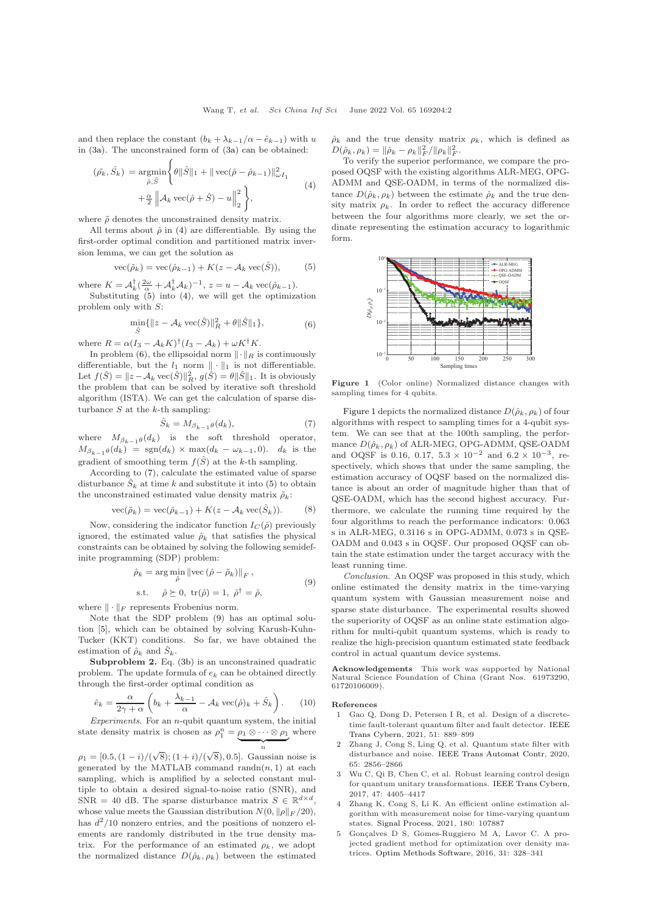and then replace the constant $(b_k + \lambda_{k-1}/\alpha - \hat{e}_{k-1})$ with $u$ in (3a). The unconstrained form of (3a) can be obtained:

$$
\begin{aligned}
(\tilde{\rho_k}, \hat{S_k}) = \underset{\hat{\rho}, \hat{S}}{\operatorname{argmin}} \Bigg\{ & \theta \|\hat{S}\|_1 + \|\operatorname{vec}(\hat{\rho} - \hat{\rho}_{k-1})\|^2_{\omega I_1} \\
& + \frac{\alpha}{2} \left\| \mathcal{A}_k \operatorname{vec}(\hat{\rho} + \hat{S}) - u \right\|_2^2 \Bigg\},
\end{aligned} \tag{4}
$$

where $\tilde{\rho}$ denotes the unconstrained density matrix.

All terms about $\hat{\rho}$ in (4) are differentiable. By using the first-order optimal condition and partitioned matrix inversion lemma, we can get the solution as

$$
\operatorname{vec}(\tilde{\rho}_k) = \operatorname{vec}(\hat{\rho}_{k-1}) + K(z - \mathcal{A}_k \operatorname{vec}(\hat{S})), \tag{5}
$$

where $K = \mathcal{A}_k^\dagger (\frac{2\omega}{\alpha} + \mathcal{A}_k^\dagger \mathcal{A}_k)^{-1}$, $z = u - \mathcal{A}_k \operatorname{vec}(\hat{\rho}_{k-1})$.

Substituting (5) into (4), we will get the optimization problem only with $S$:

$$
\min_{\hat{S}} \{ \|z - \mathcal{A}_k \operatorname{vec}(\hat{S})\|^2_R + \theta \|\hat{S}\|_1 \}, \tag{6}
$$

where $R = \alpha(I_3 - \mathcal{A}_k K)^\dagger (I_3 - \mathcal{A}_k) + \omega K^\dagger K$.

In problem (6), the ellipsoidal norm $\|\cdot\|_R$ is continuously differentiable, but the $l_1$ norm $\|\cdot\|_1$ is not differentiable. Let $f(\hat{S}) = \|z - \mathcal{A}_k \operatorname{vec}(\hat{S})\|^2_R$, $g(\hat{S}) = \theta \|\hat{S}\|_1$. It is obviously the problem that can be solved by iterative soft threshold algorithm (ISTA). We can get the calculation of sparse disturbance $S$ at the $k$-th sampling:

$$
\hat{S}_k = M_{\beta_{k-1}\theta}(d_k), \tag{7}
$$

where $M_{\beta_{k-1}\theta}(d_k)$ is the soft threshold operator, $M_{\beta_{k-1}\theta}(d_k) = \operatorname{sgn}(d_k) \times \max(d_k - \omega_{k-1}, 0)$. $d_k$ is the gradient of smoothing term $f(\hat{S})$ at the $k$-th sampling.

According to (7), calculate the estimated value of sparse disturbance $\hat{S}_k$ at time $k$ and substitute it into (5) to obtain the unconstrained estimated value density matrix $\tilde{\rho}_k$:

$$
\operatorname{vec}(\tilde{\rho}_k) = \operatorname{vec}(\hat{\rho}_{k-1}) + K(z - \mathcal{A}_k \operatorname{vec}(\hat{S}_k)). \tag{8}
$$

Now, considering the indicator function $I_C(\hat{\rho})$ previously ignored, the estimated value $\hat{\rho}_k$ that satisfies the physical constraints can be obtained by solving the following semidefinite programming (SDP) problem:

$$
\begin{aligned}
\hat{\rho}_k &= \arg\min_{\hat{\rho}} \|\operatorname{vec}(\hat{\rho} - \tilde{\rho}_k)\|_F, \\
\text{s.t.} \quad & \hat{\rho} \succeq 0, \ \operatorname{tr}(\hat{\rho}) = 1, \ \hat{\rho}^\dagger = \hat{\rho},
\end{aligned} \tag{9}
$$

where $\|\cdot\|_F$ represents Frobenius norm.

Note that the SDP problem (9) has an optimal solution [5], which can be obtained by solving Karush-Kuhn-Tucker (KKT) conditions. So far, we have obtained the estimation of $\hat{\rho}_k$ and $\hat{S}_k$.

**Subproblem 2.** Eq. (3b) is an unconstrained quadratic problem. The update formula of $e_k$ can be obtained directly through the first-order optimal condition as

$$
\hat{e}_k = \frac{\alpha}{2\gamma + \alpha} \left( b_k + \frac{\lambda_{k-1}}{\alpha} - \mathcal{A}_k \operatorname{vec}(\hat{\rho})_k + \hat{S}_k \right). \tag{10}
$$

*Experiments.* For an $n$-qubit quantum system, the initial state density matrix is chosen as $\rho_1^n = \underbrace{\rho_1 \otimes \cdots \otimes \rho_1}_{n}$ where $\rho_1 = [0.5, (1-i)/(\sqrt{8}); (1+i)/(\sqrt{8}), 0.5]$. Gaussian noise is generated by the MATLAB command $\operatorname{randn}(n, 1)$ at each sampling, which is amplified by a selected constant multiple to obtain a desired signal-to-noise ratio (SNR), and SNR = 40 dB. The sparse disturbance matrix $S \in \mathbb{R}^{d \times d}$, whose value meets the Gaussian distribution $N(0, \|\rho\|_F/20)$, has $d^2/10$ nonzero entries, and the positions of nonzero elements are randomly distributed in the true density matrix. For the performance of an estimated $\rho_k$, we adopt the normalized distance $D(\hat{\rho}_k, \rho_k)$ between the estimated $\hat{\rho}_k$ and the true density matrix $\rho_k$, which is defined as $D(\hat{\rho}_k, \rho_k) = \|\hat{\rho}_k - \rho_k\|_F^2 / \|\rho_k\|_F^2$.

To verify the superior performance, we compare the proposed OQSF with the existing algorithms ALR-MEG, OPG-ADMM and QSE-OADM, in terms of the normalized distance $D(\hat{\rho}_k, \rho_k)$ between the estimate $\hat{\rho}_k$ and the true density matrix $\rho_k$. In order to reflect the accuracy difference between the four algorithms more clearly, we set the ordinate representing the estimation accuracy to logarithmic form.

$10^0$
$10^{-1}$
$10^{-2}$
$10^{-3}$
$D(\hat{\rho}_k, \rho_k)$
0 50 100 150 200 250 300
Sampling times
ALR-MEG
OPG-ADMM
QSE-OADM
OQSF

**Figure 1** (Color online) Normalized distance changes with sampling times for 4 qubits.

Figure 1 depicts the normalized distance $D(\hat{\rho}_k, \rho_k)$ of four algorithms with respect to sampling times for a 4-qubit system. We can see that at the 100th sampling, the performance $D(\hat{\rho}_k, \rho_k)$ of ALR-MEG, OPG-ADMM, QSE-OADM and OQSF is 0.16, 0.17, $5.3 \times 10^{-2}$ and $6.2 \times 10^{-3}$, respectively, which shows that under the same sampling, the estimation accuracy of OQSF based on the normalized distance is about an order of magnitude higher than that of QSE-OADM, which has the second highest accuracy. Furthermore, we calculate the running time required by the four algorithms to reach the performance indicators: 0.063 s in ALR-MEG, 0.3116 s in OPG-ADMM, 0.073 s in QSE-OADM and 0.043 s in OQSF. Our proposed OQSF can obtain the state estimation under the target accuracy with the least running time.

*Conclusion.* An OQSF was proposed in this study, which online estimated the density matrix in the time-varying quantum system with Gaussian measurement noise and sparse state disturbance. The experimental results showed the superiority of OQSF as an online state estimation algorithm for multi-qubit quantum systems, which is ready to realize the high-precision quantum estimated state feedback control in actual quantum device systems.

**Acknowledgements** This work was supported by National Natural Science Foundation of China (Grant Nos. 61973290, 61720106009).

**References**

1. Gao Q, Dong D, Petersen I R, et al. Design of a discrete-time fault-tolerant quantum filter and fault detector. IEEE Trans Cybern, 2021, 51: 889–899
2. Zhang J, Cong S, Ling Q, et al. Quantum state filter with disturbance and noise. IEEE Trans Automat Contr, 2020, 65: 2856–2866
3. Wu C, Qi B, Chen C, et al. Robust learning control design for quantum unitary transformations. IEEE Trans Cybern, 2017, 47: 4405–4417
4. Zhang K, Cong S, Li K. An efficient online estimation algorithm with measurement noise for time-varying quantum states. Signal Process, 2021, 180: 107887
5. Gonçalves D S, Gomes-Ruggiero M A, Lavor C. A projected gradient method for optimization over density matrices. Optim Methods Software, 2016, 31: 328–341